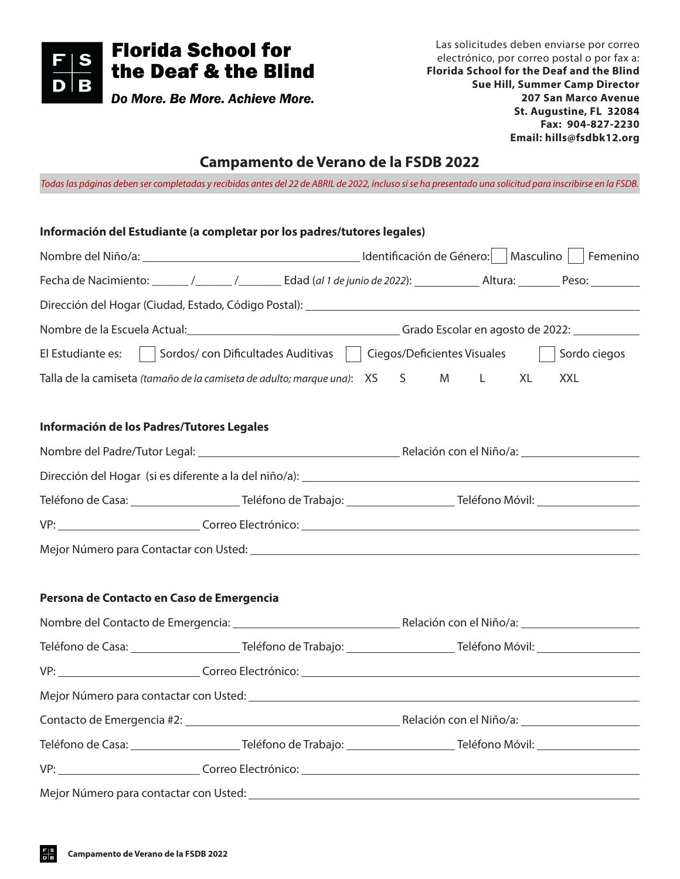**Florida School for the Deaf & the Blind**

***Do More. Be More. Achieve More.***

Las solicitudes deben enviarse por correo electrónico, por correo postal o por fax a:
**Florida School for the Deaf and the Blind**
**Sue Hill, Summer Camp Director**
**207 San Marco Avenue**
**St. Augustine, FL 32084**
**Fax: 904-827-2230**
**Email: hills@fsdbk12.org**

## Campamento de Verano de la FSDB 2022

*Todas las páginas deben ser completadas y recibidas antes del 22 de ABRIL de 2022, incluso si se ha presentado una solicitud para inscribirse en la FSDB.*

### Información del Estudiante (a completar por los padres/tutores legales)

Nombre del Niño/a: ______________________ Identificación de Género: ☐ Masculino ☐ Femenino

Fecha de Nacimiento: ______ /______ /_______ Edad (*al 1 de junio de 2022*): __________ Altura: _______ Peso: ________

Dirección del Hogar (Ciudad, Estado, Código Postal): ______________________________________________

Nombre de la Escuela Actual: ______________________ Grado Escolar en agosto de 2022: ___________

El Estudiante es: ☐ Sordos/ con Dificultades Auditivas ☐ Ciegos/Deficientes Visuales ☐ Sordo ciegos

Talla de la camiseta *(tamaño de la camiseta de adulto; marque una)*: XS S M L XL XXL

### Información de los Padres/Tutores Legales

Nombre del Padre/Tutor Legal: ______________________ Relación con el Niño/a: __________________

Dirección del Hogar (si es diferente a la del niño/a): ______________________________________________

Teléfono de Casa: _________________ Teléfono de Trabajo: _________________ Teléfono Móvil: _________________

VP: ______________________ Correo Electrónico: ______________________________________________

Mejor Número para Contactar con Usted: ______________________________________________

### Persona de Contacto en Caso de Emergencia

Nombre del Contacto de Emergencia: ______________________ Relación con el Niño/a: __________________

Teléfono de Casa: _________________ Teléfono de Trabajo: _________________ Teléfono Móvil: _________________

VP: ______________________ Correo Electrónico: ______________________________________________

Mejor Número para contactar con Usted: ______________________________________________

Contacto de Emergencia #2: ______________________ Relación con el Niño/a: __________________

Teléfono de Casa: _________________ Teléfono de Trabajo: _________________ Teléfono Móvil: _________________

VP: ______________________ Correo Electrónico: ______________________________________________

Mejor Número para contactar con Usted: ______________________________________________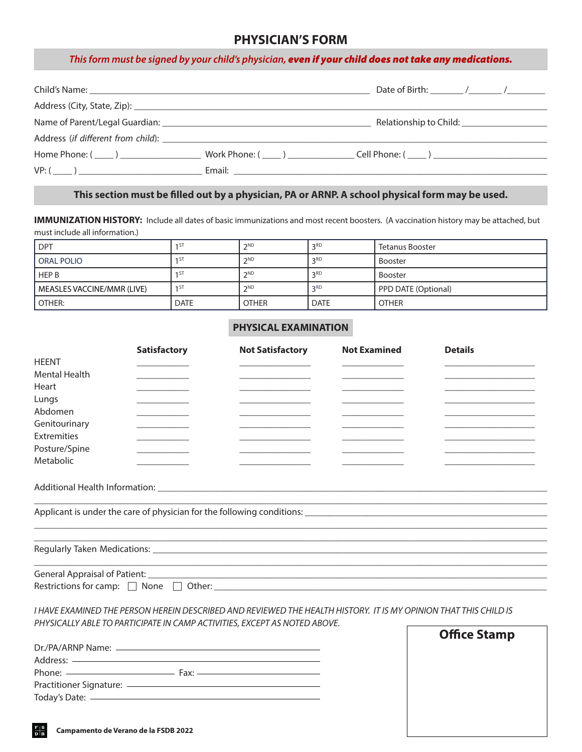# PHYSICIAN'S FORM

***This form must be signed by your child's physician, even if your child does not take any medications.***

Child's Name: ______________________________ Date of Birth: _______ /_______ /________

Address (City, State, Zip): ______________________________

Name of Parent/Legal Guardian: ______________________________ Relationship to Child: __________________

Address (*if different from child*): ______________________________

Home Phone: ( ____ ) ________________ Work Phone: ( ____ ) _____________ Cell Phone: ( ____ ) ________________

VP: ( ____ ) ________________ Email: ______________________________

**This section must be filled out by a physician, PA or ARNP. A school physical form may be used.**

**IMMUNIZATION HISTORY:** Include all dates of basic immunizations and most recent boosters. (A vaccination history may be attached, but must include all information.)

| DPT | 1ST | 2ND | 3RD | Tetanus Booster |
|---|---|---|---|---|
| ORAL POLIO | 1ST | 2ND | 3RD | Booster |
| HEP B | 1ST | 2ND | 3RD | Booster |
| MEASLES VACCINE/MMR (LIVE) | 1ST | 2ND | 3RD | PPD DATE (Optional) |
| OTHER: | DATE | OTHER | DATE | OTHER |

## PHYSICAL EXAMINATION

| | Satisfactory | Not Satisfactory | Not Examined | Details |
|---|---|---|---|---|
| HEENT | | | | |
| Mental Health | | | | |
| Heart | | | | |
| Lungs | | | | |
| Abdomen | | | | |
| Genitourinary | | | | |
| Extremities | | | | |
| Posture/Spine | | | | |
| Metabolic | | | | |

Additional Health Information: ______________________________

Applicant is under the care of physician for the following conditions: ______________________________

Regularly Taken Medications: ______________________________

General Appraisal of Patient: ______________________________

Restrictions for camp: ☐ None ☐ Other: ______________________________

*I HAVE EXAMINED THE PERSON HEREIN DESCRIBED AND REVIEWED THE HEALTH HISTORY. IT IS MY OPINION THAT THIS CHILD IS PHYSICALLY ABLE TO PARTICIPATE IN CAMP ACTIVITIES, EXCEPT AS NOTED ABOVE.*

Dr./PA/ARNP Name: ______________________________

Address: ______________________________

Phone: ______________ Fax: ______________

Practitioner Signature: ______________________________

Today's Date: ______________________________

**Office Stamp**

**Campamento de Verano de la FSDB 2022**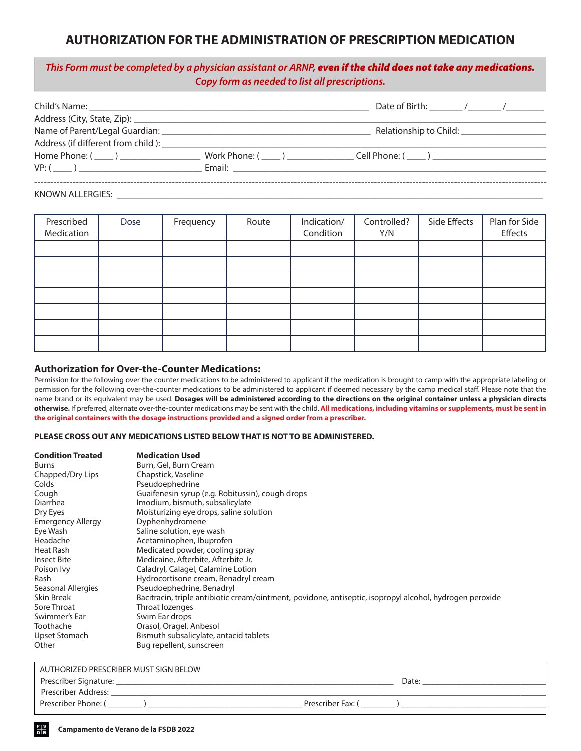# AUTHORIZATION FOR THE ADMINISTRATION OF PRESCRIPTION MEDICATION

*This Form must be completed by a physician assistant or ARNP, **even if the child does not take any medications.** Copy form as needed to list all prescriptions.*

Child's Name: ______________________________ Date of Birth: _______ /_______ /________

Address (City, State, Zip): ______________________________

Name of Parent/Legal Guardian: ______________________________ Relationship to Child: __________________

Address (if different from child ): ______________________________

Home Phone: ( ____ ) ________________ Work Phone: ( ____ ) ______________ Cell Phone: ( ____ ) ________________

VP: ( ____ ) __________________________ Email: ______________________________

---

KNOWN ALLERGIES: ______________________________

| Prescribed Medication | Dose | Frequency | Route | Indication/ Condition | Controlled? Y/N | Side Effects | Plan for Side Effects |
|---|---|---|---|---|---|---|---|
| | | | | | | | |
| | | | | | | | |
| | | | | | | | |
| | | | | | | | |
| | | | | | | | |
| | | | | | | | |
| | | | | | | | |

### Authorization for Over-the-Counter Medications:

Permission for the following over the counter medications to be administered to applicant if the medication is brought to camp with the appropriate labeling or permission for the following over-the-counter medications to be administered to applicant if deemed necessary by the camp medical staff. Please note that the name brand or its equivalent may be used. **Dosages will be administered according to the directions on the original container unless a physician directs otherwise.** If preferred, alternate over-the-counter medications may be sent with the child. **All medications, including vitamins or supplements, must be sent in the original containers with the dosage instructions provided and a signed order from a prescriber.**

**PLEASE CROSS OUT ANY MEDICATIONS LISTED BELOW THAT IS NOT TO BE ADMINISTERED.**

| Condition Treated | Medication Used |
|---|---|
| Burns | Burn, Gel, Burn Cream |
| Chapped/Dry Lips | Chapstick, Vaseline |
| Colds | Pseudoephedrine |
| Cough | Guaifenesin syrup (e.g. Robitussin), cough drops |
| Diarrhea | Imodium, bismuth, subsalicylate |
| Dry Eyes | Moisturizing eye drops, saline solution |
| Emergency Allergy | Dyphenhydromene |
| Eye Wash | Saline solution, eye wash |
| Headache | Acetaminophen, Ibuprofen |
| Heat Rash | Medicated powder, cooling spray |
| Insect Bite | Medicaine, Afterbite, Afterbite Jr. |
| Poison Ivy | Caladryl, Calagel, Calamine Lotion |
| Rash | Hydrocortisone cream, Benadryl cream |
| Seasonal Allergies | Pseudoephedrine, Benadryl |
| Skin Break | Bacitracin, triple antibiotic cream/ointment, povidone, antiseptic, isopropyl alcohol, hydrogen peroxide |
| Sore Throat | Throat lozenges |
| Swimmer's Ear | Swim Ear drops |
| Toothache | Orasol, Oragel, Anbesol |
| Upset Stomach | Bismuth subsalicylate, antacid tablets |
| Other | Bug repellent, sunscreen |

AUTHORIZED PRESCRIBER MUST SIGN BELOW

Prescriber Signature: ______________________________ Date: __________________

Prescriber Address: ______________________________

Prescriber Phone: ( ________ ) __________________ Prescriber Fax: ( ________ ) __________________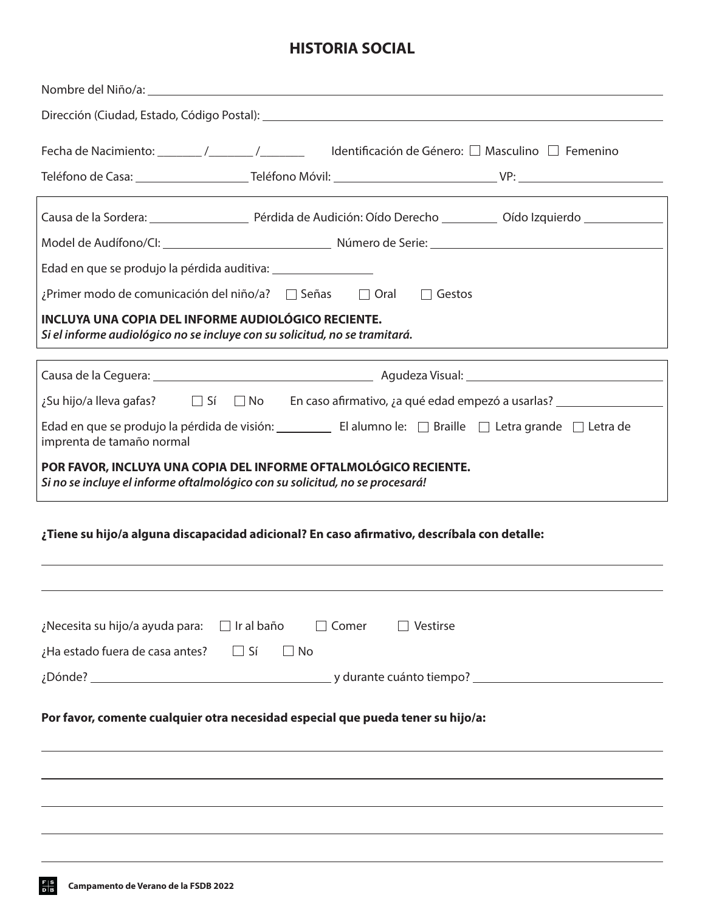# HISTORIA SOCIAL

Nombre del Niño/a: \_\_\_\_\_\_\_\_\_\_\_\_\_\_\_\_\_\_\_\_\_\_\_\_\_\_\_\_\_\_\_\_\_\_\_\_\_\_\_\_

Dirección (Ciudad, Estado, Código Postal): \_\_\_\_\_\_\_\_\_\_\_\_\_\_\_\_\_\_\_\_\_\_\_\_\_\_\_\_\_\_\_\_\_\_\_\_\_\_\_\_

Fecha de Nacimiento: \_\_\_\_\_\_\_ / \_\_\_\_\_\_\_ / \_\_\_\_\_\_\_ Identificación de Género: ☐ Masculino ☐ Femenino

Teléfono de Casa: \_\_\_\_\_\_\_\_\_\_\_\_\_\_\_\_\_\_ Teléfono Móvil: \_\_\_\_\_\_\_\_\_\_\_\_\_\_\_\_\_\_\_\_\_\_\_\_\_\_ VP: \_\_\_\_\_\_\_\_\_\_\_\_\_\_\_\_\_\_\_\_\_\_\_\_

---

Causa de la Sordera: \_\_\_\_\_\_\_\_\_\_\_\_\_\_\_\_ Pérdida de Audición: Oído Derecho \_\_\_\_\_\_\_\_\_ Oído Izquierdo \_\_\_\_\_\_\_\_\_\_\_\_\_

Model de Audífono/CI: \_\_\_\_\_\_\_\_\_\_\_\_\_\_\_\_\_\_\_\_\_\_\_\_\_\_\_ Número de Serie: \_\_\_\_\_\_\_\_\_\_\_\_\_\_\_\_\_\_\_\_\_\_\_\_\_\_\_\_\_\_\_\_\_\_\_\_\_

Edad en que se produjo la pérdida auditiva: \_\_\_\_\_\_\_\_\_\_\_\_\_\_\_\_\_

¿Primer modo de comunicación del niño/a? ☐ Señas ☐ Oral ☐ Gestos

**INCLUYA UNA COPIA DEL INFORME AUDIOLÓGICO RECIENTE.**
***Si el informe audiológico no se incluye con su solicitud, no se tramitará.***

---

Causa de la Ceguera: \_\_\_\_\_\_\_\_\_\_\_\_\_\_\_\_\_\_\_\_\_\_\_\_\_\_\_\_\_\_\_\_\_\_\_\_\_ Agudeza Visual: \_\_\_\_\_\_\_\_\_\_\_\_\_\_\_\_\_\_\_\_\_\_\_\_\_\_\_\_\_\_\_

¿Su hijo/a lleva gafas? ☐ Sí ☐ No En caso afirmativo, ¿a qué edad empezó a usarlas? \_\_\_\_\_\_\_\_\_\_\_\_\_\_\_\_\_\_

Edad en que se produjo la pérdida de visión: \_\_\_\_\_\_\_\_\_ El alumno le: ☐ Braille ☐ Letra grande ☐ Letra de imprenta de tamaño normal

**POR FAVOR, INCLUYA UNA COPIA DEL INFORME OFTALMOLÓGICO RECIENTE.**
***Si no se incluye el informe oftalmológico con su solicitud, no se procesará!***

---

**¿Tiene su hijo/a alguna discapacidad adicional? En caso afirmativo, descríbala con detalle:**

\_\_\_\_\_\_\_\_\_\_\_\_\_\_\_\_\_\_\_\_\_\_\_\_\_\_\_\_\_\_\_\_\_\_\_\_\_\_\_\_\_\_\_\_\_\_\_\_\_\_\_\_\_\_\_\_\_\_\_\_\_\_\_\_\_\_\_\_\_\_\_\_\_\_\_\_

\_\_\_\_\_\_\_\_\_\_\_\_\_\_\_\_\_\_\_\_\_\_\_\_\_\_\_\_\_\_\_\_\_\_\_\_\_\_\_\_\_\_\_\_\_\_\_\_\_\_\_\_\_\_\_\_\_\_\_\_\_\_\_\_\_\_\_\_\_\_\_\_\_\_\_\_

¿Necesita su hijo/a ayuda para: ☐ Ir al baño ☐ Comer ☐ Vestirse

¿Ha estado fuera de casa antes? ☐ Sí ☐ No

¿Dónde? \_\_\_\_\_\_\_\_\_\_\_\_\_\_\_\_\_\_\_\_\_\_\_\_\_\_\_\_\_\_\_\_\_\_\_\_\_\_\_ y durante cuánto tiempo? \_\_\_\_\_\_\_\_\_\_\_\_\_\_\_\_\_\_\_\_\_\_\_\_\_\_\_\_\_\_\_\_\_

**Por favor, comente cualquier otra necesidad especial que pueda tener su hijo/a:**

\_\_\_\_\_\_\_\_\_\_\_\_\_\_\_\_\_\_\_\_\_\_\_\_\_\_\_\_\_\_\_\_\_\_\_\_\_\_\_\_\_\_\_\_\_\_\_\_\_\_\_\_\_\_\_\_\_\_\_\_\_\_\_\_\_\_\_\_\_\_\_\_\_\_\_\_

\_\_\_\_\_\_\_\_\_\_\_\_\_\_\_\_\_\_\_\_\_\_\_\_\_\_\_\_\_\_\_\_\_\_\_\_\_\_\_\_\_\_\_\_\_\_\_\_\_\_\_\_\_\_\_\_\_\_\_\_\_\_\_\_\_\_\_\_\_\_\_\_\_\_\_\_

\_\_\_\_\_\_\_\_\_\_\_\_\_\_\_\_\_\_\_\_\_\_\_\_\_\_\_\_\_\_\_\_\_\_\_\_\_\_\_\_\_\_\_\_\_\_\_\_\_\_\_\_\_\_\_\_\_\_\_\_\_\_\_\_\_\_\_\_\_\_\_\_\_\_\_\_

\_\_\_\_\_\_\_\_\_\_\_\_\_\_\_\_\_\_\_\_\_\_\_\_\_\_\_\_\_\_\_\_\_\_\_\_\_\_\_\_\_\_\_\_\_\_\_\_\_\_\_\_\_\_\_\_\_\_\_\_\_\_\_\_\_\_\_\_\_\_\_\_\_\_\_\_

\_\_\_\_\_\_\_\_\_\_\_\_\_\_\_\_\_\_\_\_\_\_\_\_\_\_\_\_\_\_\_\_\_\_\_\_\_\_\_\_\_\_\_\_\_\_\_\_\_\_\_\_\_\_\_\_\_\_\_\_\_\_\_\_\_\_\_\_\_\_\_\_\_\_\_\_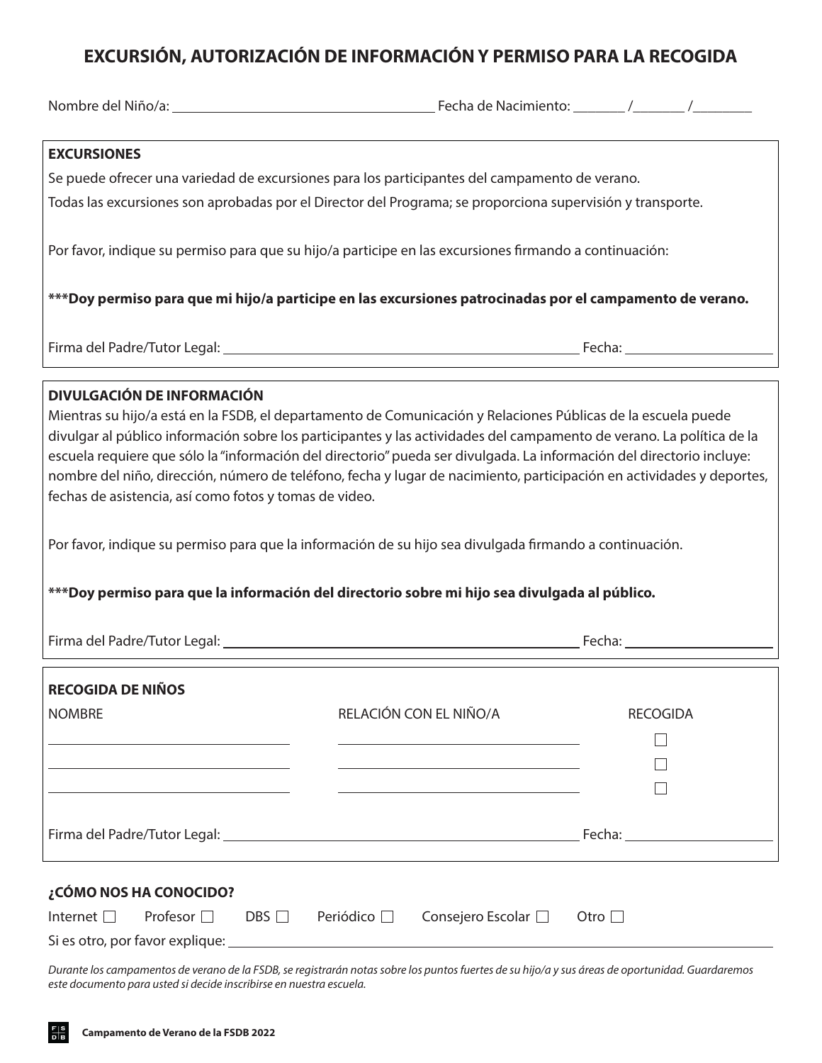# EXCURSIÓN, AUTORIZACIÓN DE INFORMACIÓN Y PERMISO PARA LA RECOGIDA

Nombre del Niño/a: ______________________________ Fecha de Nacimiento: _______ /_______ /________

## EXCURSIONES

Se puede ofrecer una variedad de excursiones para los participantes del campamento de verano.

Todas las excursiones son aprobadas por el Director del Programa; se proporciona supervisión y transporte.

Por favor, indique su permiso para que su hijo/a participe en las excursiones firmando a continuación:

**\*\*\*Doy permiso para que mi hijo/a participe en las excursiones patrocinadas por el campamento de verano.**

Firma del Padre/Tutor Legal: ________________________________________ Fecha: ________________

## DIVULGACIÓN DE INFORMACIÓN

Mientras su hijo/a está en la FSDB, el departamento de Comunicación y Relaciones Públicas de la escuela puede divulgar al público información sobre los participantes y las actividades del campamento de verano. La política de la escuela requiere que sólo la "información del directorio" pueda ser divulgada. La información del directorio incluye: nombre del niño, dirección, número de teléfono, fecha y lugar de nacimiento, participación en actividades y deportes, fechas de asistencia, así como fotos y tomas de video.

Por favor, indique su permiso para que la información de su hijo sea divulgada firmando a continuación.

**\*\*\*Doy permiso para que la información del directorio sobre mi hijo sea divulgada al público.**

Firma del Padre/Tutor Legal: ________________________________________ Fecha: ________________

## RECOGIDA DE NIÑOS

| NOMBRE | RELACIÓN CON EL NIÑO/A | RECOGIDA |
|---|---|---|
| ____________________ | ____________________ | ☐ |
| ____________________ | ____________________ | ☐ |
| ____________________ | ____________________ | ☐ |

Firma del Padre/Tutor Legal: ________________________________________ Fecha: ________________

## ¿CÓMO NOS HA CONOCIDO?

Internet ☐ Profesor ☐ DBS ☐ Periódico ☐ Consejero Escolar ☐ Otro ☐

Si es otro, por favor explique: ________________________________________________

*Durante los campamentos de verano de la FSDB, se registrarán notas sobre los puntos fuertes de su hijo/a y sus áreas de oportunidad. Guardaremos este documento para usted si decide inscribirse en nuestra escuela.*